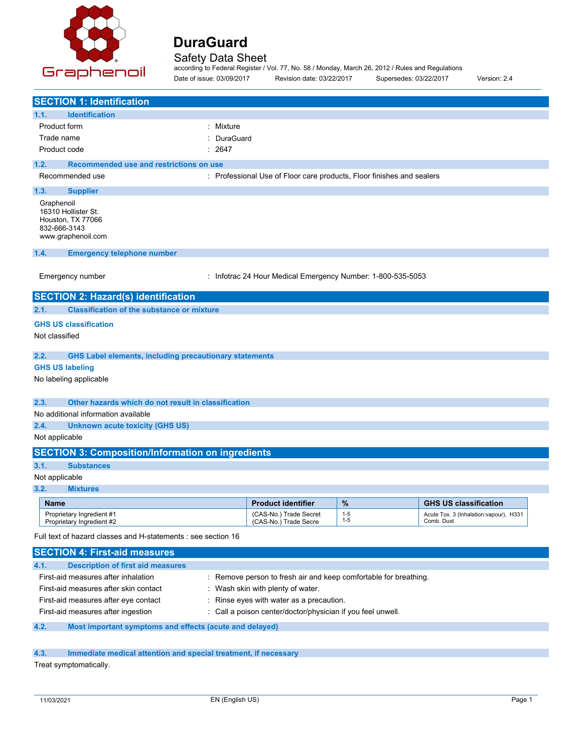Graphenoil

# DuraGuard

Safety Data Sheet

according to Federal Register / Vol. 77, No. 58 / Monday, March 26, 2012 / Rules and Regulations

Date of issue: 03/09/2017 Revision date: 03/22/2017 Supersedes: 03/22/2017 Version: 2.4

## SECTION 1: Identification

### 1.1. Identification

Product form : Mixture

Trade name : DuraGuard

Product code : 2647

### 1.2. Recommended use and restrictions on use

Recommended use : Professional Use of Floor care products, Floor finishes and sealers

### 1.3. Supplier

Graphenoil
16310 Hollister St.
Houston, TX 77066
832-666-3143
www.graphenoil.com

### 1.4. Emergency telephone number

Emergency number : Infotrac 24 Hour Medical Emergency Number: 1-800-535-5053

## SECTION 2: Hazard(s) identification

### 2.1. Classification of the substance or mixture

**GHS US classification**

Not classified

### 2.2. GHS Label elements, including precautionary statements

**GHS US labeling**

No labeling applicable

### 2.3. Other hazards which do not result in classification

No additional information available

### 2.4. Unknown acute toxicity (GHS US)

Not applicable

## SECTION 3: Composition/Information on ingredients

### 3.1. Substances

Not applicable

### 3.2. Mixtures

| Name | Product identifier | % | GHS US classification |
|---|---|---|---|
| Proprietary Ingredient #1 | (CAS-No.) Trade Secret | 1-5 | Acute Tox. 3 (Inhalation:vapour), H331 |
| Proprietary Ingredient #2 | (CAS-No.) Trade Secre | 1-5 | Comb. Dust |

Full text of hazard classes and H-statements : see section 16

## SECTION 4: First-aid measures

### 4.1. Description of first aid measures

First-aid measures after inhalation : Remove person to fresh air and keep comfortable for breathing.

First-aid measures after skin contact : Wash skin with plenty of water.

First-aid measures after eye contact : Rinse eyes with water as a precaution.

First-aid measures after ingestion : Call a poison center/doctor/physician if you feel unwell.

### 4.2. Most important symptoms and effects (acute and delayed)

### 4.3. Immediate medical attention and special treatment, if necessary

Treat symptomatically.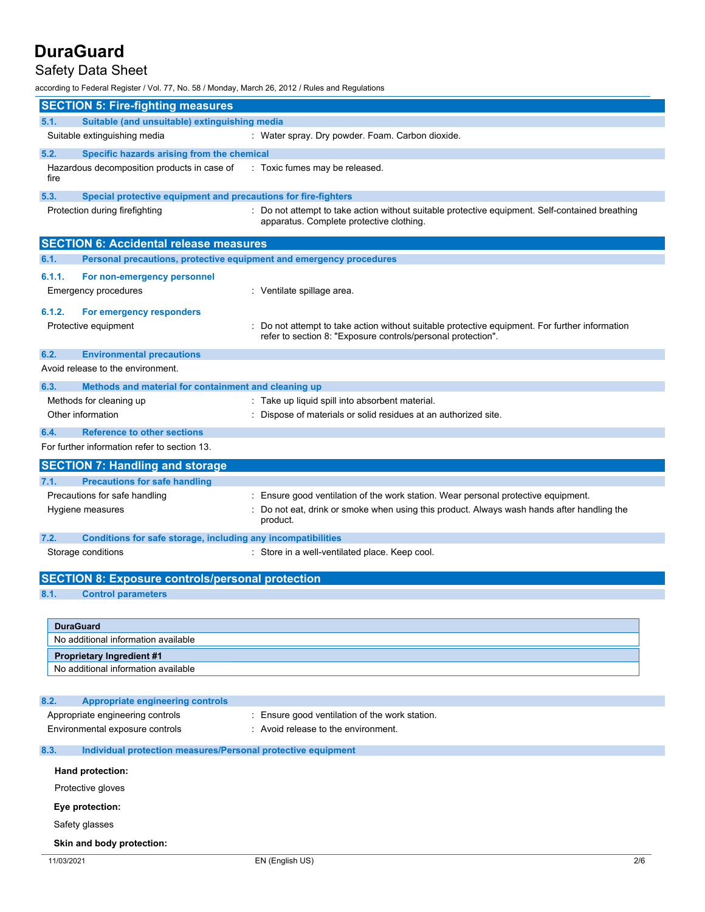## SECTION 5: Fire-fighting measures

### 5.1. Suitable (and unsuitable) extinguishing media

Suitable extinguishing media : Water spray. Dry powder. Foam. Carbon dioxide.

### 5.2. Specific hazards arising from the chemical

Hazardous decomposition products in case of fire : Toxic fumes may be released.

### 5.3. Special protective equipment and precautions for fire-fighters

Protection during firefighting : Do not attempt to take action without suitable protective equipment. Self-contained breathing apparatus. Complete protective clothing.

## SECTION 6: Accidental release measures

### 6.1. Personal precautions, protective equipment and emergency procedures

#### 6.1.1. For non-emergency personnel

Emergency procedures : Ventilate spillage area.

#### 6.1.2. For emergency responders

Protective equipment : Do not attempt to take action without suitable protective equipment. For further information refer to section 8: "Exposure controls/personal protection".

### 6.2. Environmental precautions

Avoid release to the environment.

### 6.3. Methods and material for containment and cleaning up

Methods for cleaning up : Take up liquid spill into absorbent material.

Other information : Dispose of materials or solid residues at an authorized site.

### 6.4. Reference to other sections

For further information refer to section 13.

## SECTION 7: Handling and storage

### 7.1. Precautions for safe handling

Precautions for safe handling : Ensure good ventilation of the work station. Wear personal protective equipment.

Hygiene measures : Do not eat, drink or smoke when using this product. Always wash hands after handling the product.

### 7.2. Conditions for safe storage, including any incompatibilities

Storage conditions : Store in a well-ventilated place. Keep cool.

## SECTION 8: Exposure controls/personal protection

### 8.1. Control parameters

| **DuraGuard** |
|---|
| No additional information available |

| **Proprietary Ingredient #1** |
|---|
| No additional information available |

### 8.2. Appropriate engineering controls

Appropriate engineering controls : Ensure good ventilation of the work station.

Environmental exposure controls : Avoid release to the environment.

### 8.3. Individual protection measures/Personal protective equipment

**Hand protection:**

Protective gloves

**Eye protection:**

Safety glasses

**Skin and body protection:**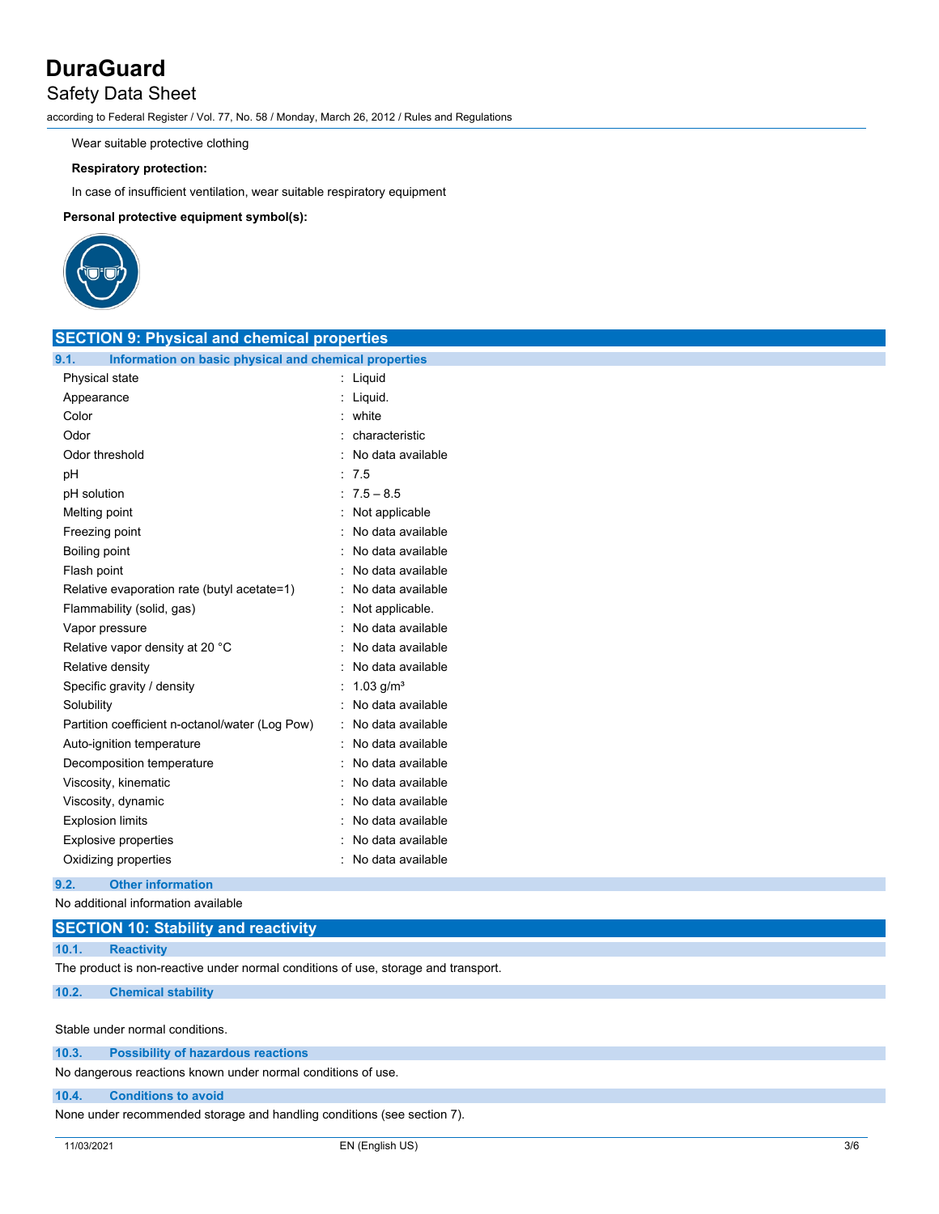Wear suitable protective clothing

**Respiratory protection:**

In case of insufficient ventilation, wear suitable respiratory equipment

**Personal protective equipment symbol(s):**

## SECTION 9: Physical and chemical properties

### 9.1. Information on basic physical and chemical properties

| Property | | Value |
|---|---|---|
| Physical state | : | Liquid |
| Appearance | : | Liquid. |
| Color | : | white |
| Odor | : | characteristic |
| Odor threshold | : | No data available |
| pH | : | 7.5 |
| pH solution | : | 7.5 – 8.5 |
| Melting point | : | Not applicable |
| Freezing point | : | No data available |
| Boiling point | : | No data available |
| Flash point | : | No data available |
| Relative evaporation rate (butyl acetate=1) | : | No data available |
| Flammability (solid, gas) | : | Not applicable. |
| Vapor pressure | : | No data available |
| Relative vapor density at 20 °C | : | No data available |
| Relative density | : | No data available |
| Specific gravity / density | : | 1.03 g/m³ |
| Solubility | : | No data available |
| Partition coefficient n-octanol/water (Log Pow) | : | No data available |
| Auto-ignition temperature | : | No data available |
| Decomposition temperature | : | No data available |
| Viscosity, kinematic | : | No data available |
| Viscosity, dynamic | : | No data available |
| Explosion limits | : | No data available |
| Explosive properties | : | No data available |
| Oxidizing properties | : | No data available |

### 9.2. Other information

No additional information available

## SECTION 10: Stability and reactivity

### 10.1. Reactivity

The product is non-reactive under normal conditions of use, storage and transport.

### 10.2. Chemical stability

Stable under normal conditions.

### 10.3. Possibility of hazardous reactions

No dangerous reactions known under normal conditions of use.

### 10.4. Conditions to avoid

None under recommended storage and handling conditions (see section 7).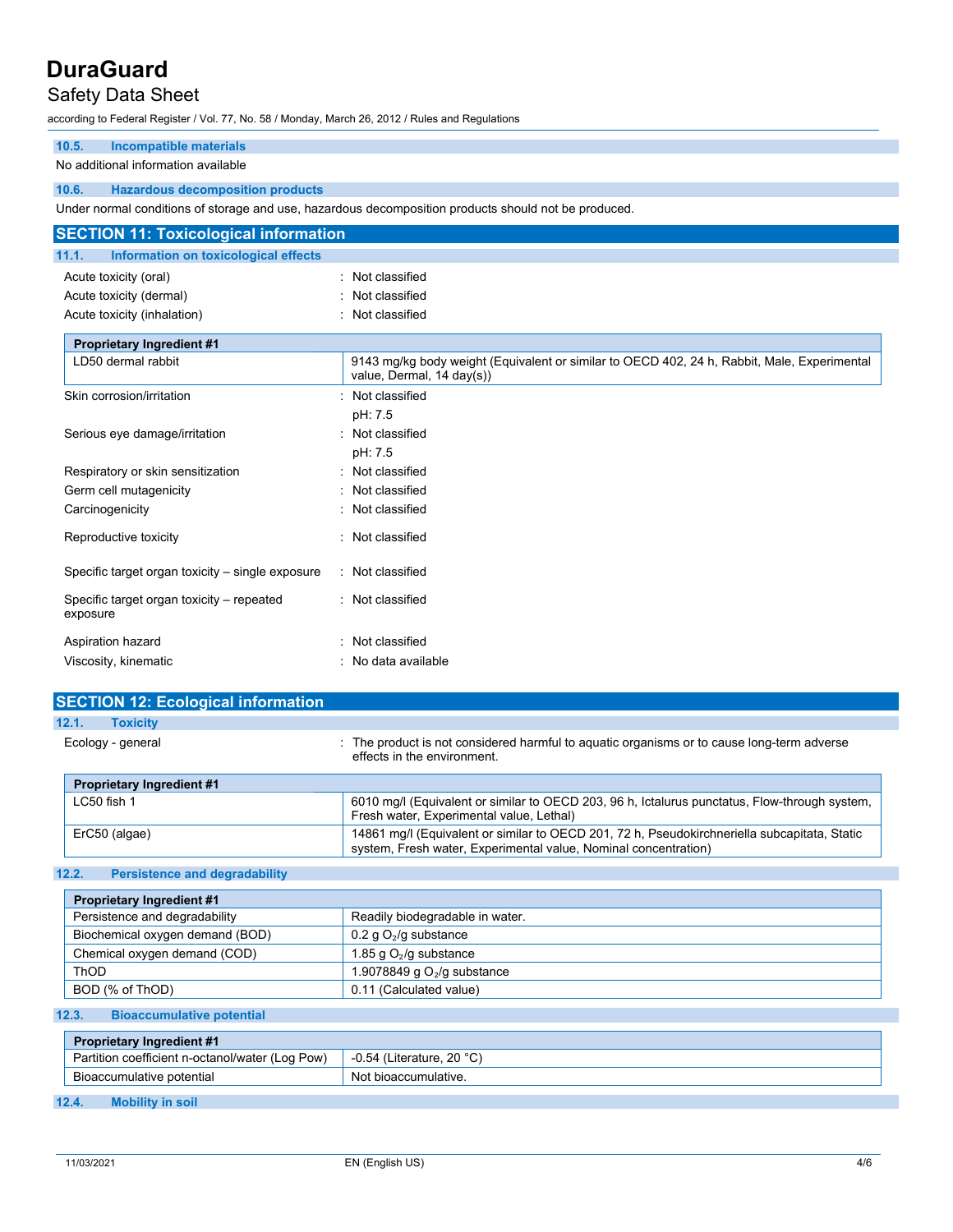### 10.5. Incompatible materials

No additional information available

### 10.6. Hazardous decomposition products

Under normal conditions of storage and use, hazardous decomposition products should not be produced.

## SECTION 11: Toxicological information

### 11.1. Information on toxicological effects

Acute toxicity (oral) : Not classified

Acute toxicity (dermal) : Not classified

Acute toxicity (inhalation) : Not classified

| Proprietary Ingredient #1 | |
|---|---|
| LD50 dermal rabbit | 9143 mg/kg body weight (Equivalent or similar to OECD 402, 24 h, Rabbit, Male, Experimental value, Dermal, 14 day(s)) |

Skin corrosion/irritation : Not classified

pH: 7.5

Serious eye damage/irritation : Not classified

pH: 7.5

Respiratory or skin sensitization : Not classified

Germ cell mutagenicity : Not classified

Carcinogenicity : Not classified

Reproductive toxicity : Not classified

Specific target organ toxicity – single exposure : Not classified

Specific target organ toxicity – repeated exposure : Not classified

Aspiration hazard : Not classified

Viscosity, kinematic : No data available

## SECTION 12: Ecological information

### 12.1. Toxicity

Ecology - general : The product is not considered harmful to aquatic organisms or to cause long-term adverse effects in the environment.

| Proprietary Ingredient #1 | |
|---|---|
| LC50 fish 1 | 6010 mg/l (Equivalent or similar to OECD 203, 96 h, Ictalurus punctatus, Flow-through system, Fresh water, Experimental value, Lethal) |
| ErC50 (algae) | 14861 mg/l (Equivalent or similar to OECD 201, 72 h, Pseudokirchneriella subcapitata, Static system, Fresh water, Experimental value, Nominal concentration) |

### 12.2. Persistence and degradability

| Proprietary Ingredient #1 | |
|---|---|
| Persistence and degradability | Readily biodegradable in water. |
| Biochemical oxygen demand (BOD) | 0.2 g $O_2$/g substance |
| Chemical oxygen demand (COD) | 1.85 g $O_2$/g substance |
| ThOD | 1.9078849 g $O_2$/g substance |
| BOD (% of ThOD) | 0.11 (Calculated value) |

### 12.3. Bioaccumulative potential

| Proprietary Ingredient #1 | |
|---|---|
| Partition coefficient n-octanol/water (Log Pow) | -0.54 (Literature, 20 °C) |
| Bioaccumulative potential | Not bioaccumulative. |

### 12.4. Mobility in soil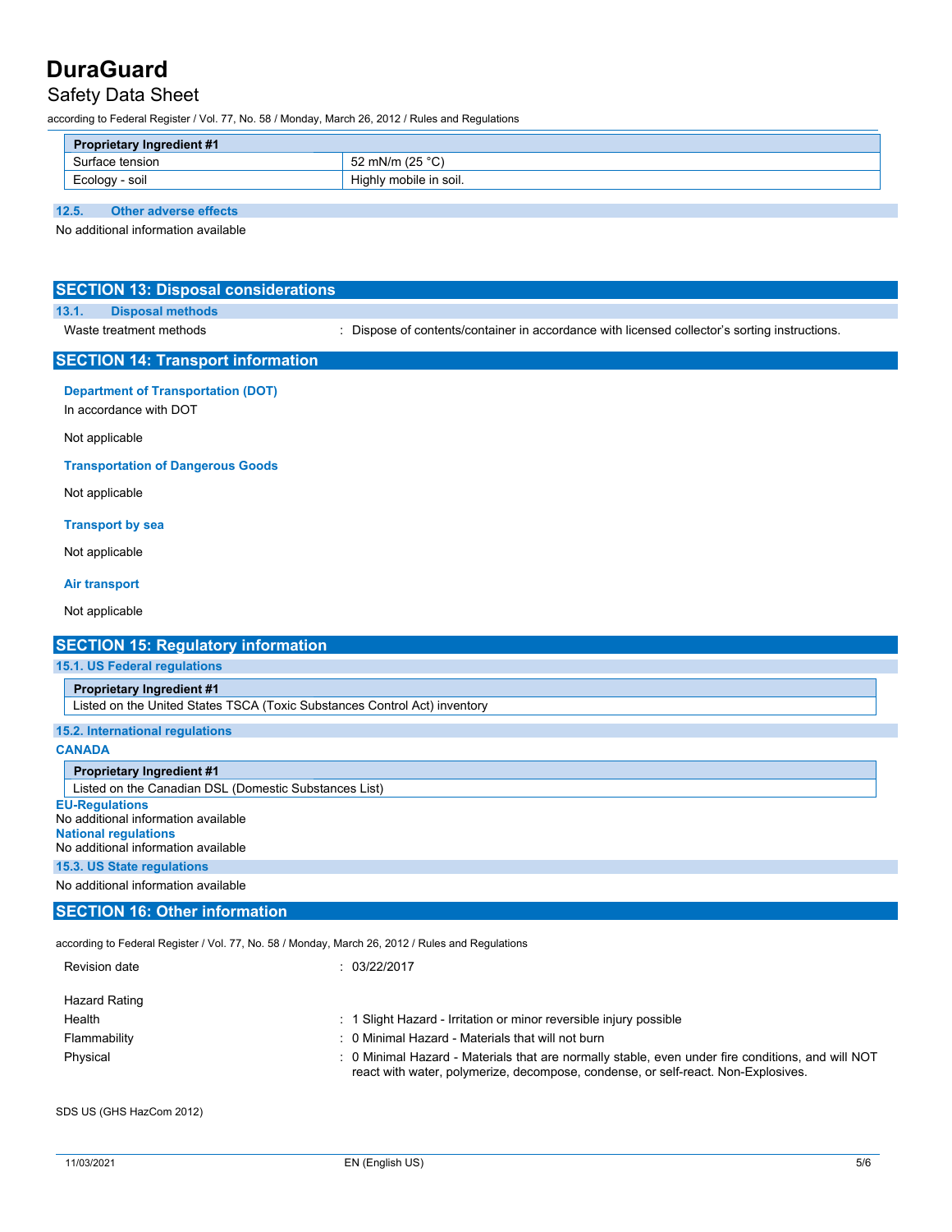| Proprietary Ingredient #1 | |
| --- | --- |
| Surface tension | 52 mN/m (25 °C) |
| Ecology - soil | Highly mobile in soil. |

### 12.5. Other adverse effects

No additional information available

## SECTION 13: Disposal considerations

### 13.1. Disposal methods

Waste treatment methods : Dispose of contents/container in accordance with licensed collector's sorting instructions.

## SECTION 14: Transport information

**Department of Transportation (DOT)**

In accordance with DOT

Not applicable

**Transportation of Dangerous Goods**

Not applicable

**Transport by sea**

Not applicable

**Air transport**

Not applicable

## SECTION 15: Regulatory information

### 15.1. US Federal regulations

| Proprietary Ingredient #1 |
| --- |
| Listed on the United States TSCA (Toxic Substances Control Act) inventory |

### 15.2. International regulations

**CANADA**

| Proprietary Ingredient #1 |
| --- |
| Listed on the Canadian DSL (Domestic Substances List) |

**EU-Regulations**

No additional information available

**National regulations**

No additional information available

### 15.3. US State regulations

No additional information available

## SECTION 16: Other information

according to Federal Register / Vol. 77, No. 58 / Monday, March 26, 2012 / Rules and Regulations

Revision date : 03/22/2017

Hazard Rating

Health : 1 Slight Hazard - Irritation or minor reversible injury possible

Flammability : 0 Minimal Hazard - Materials that will not burn

Physical : 0 Minimal Hazard - Materials that are normally stable, even under fire conditions, and will NOT react with water, polymerize, decompose, condense, or self-react. Non-Explosives.

SDS US (GHS HazCom 2012)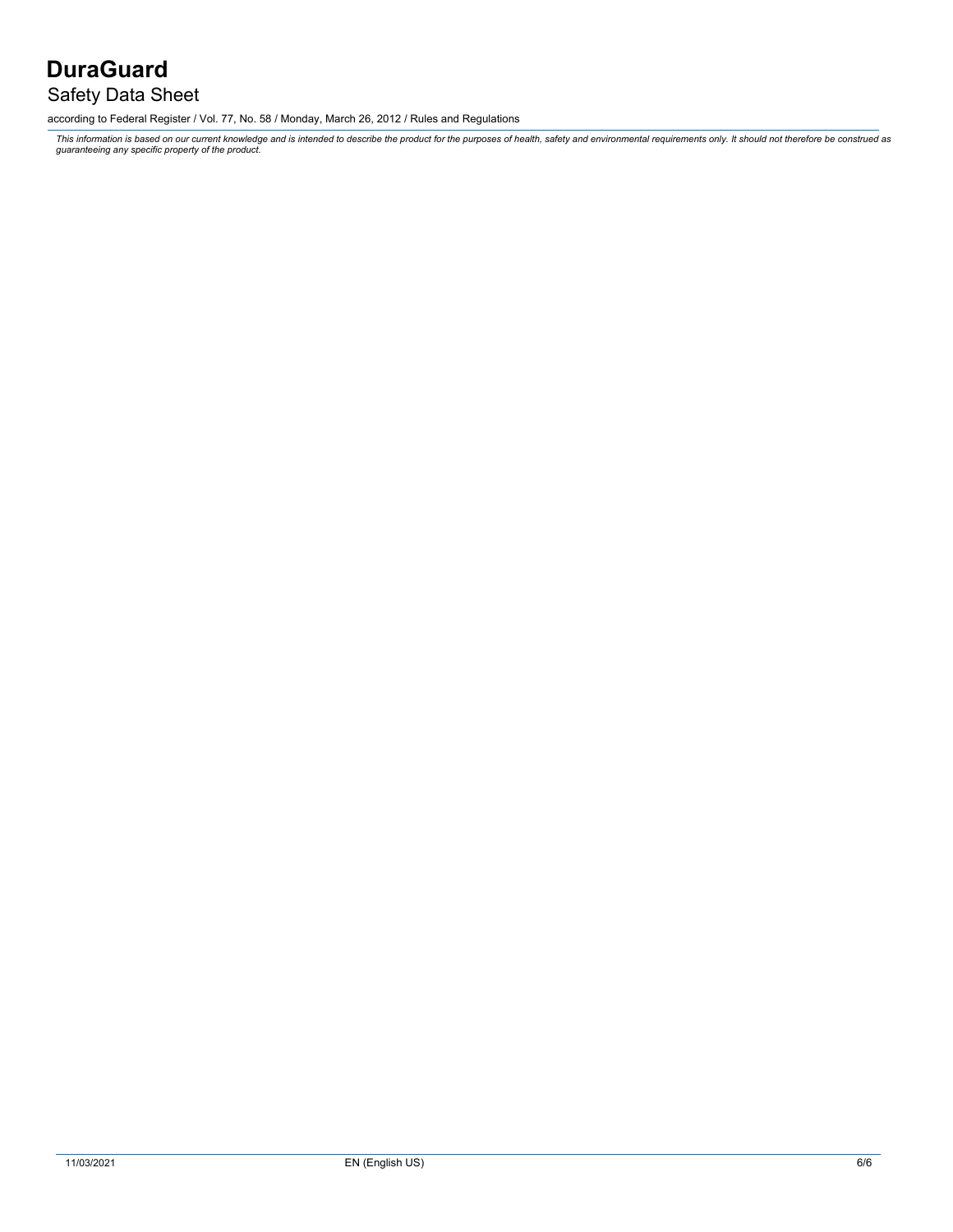*This information is based on our current knowledge and is intended to describe the product for the purposes of health, safety and environmental requirements only. It should not therefore be construed as guaranteeing any specific property of the product.*